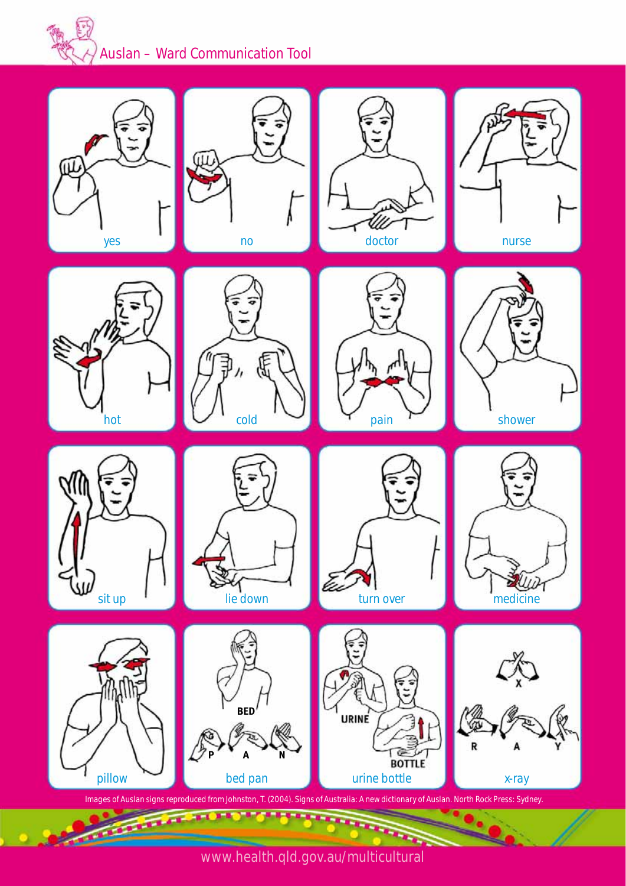# Auslan – Ward Communication Tool

yes

no

doctor

nurse

hot

cold

pain

shower

sit up

lie down

turn over

medicine

pillow

BED P A N

bed pan

URINE BOTTLE

urine bottle

X R A Y

x-ray

Images of Auslan signs reproduced from Johnston, T. (2004). Signs of Australia: A new dictionary of Auslan. North Rock Press: Sydney.

www.health.qld.gov.au/multicultural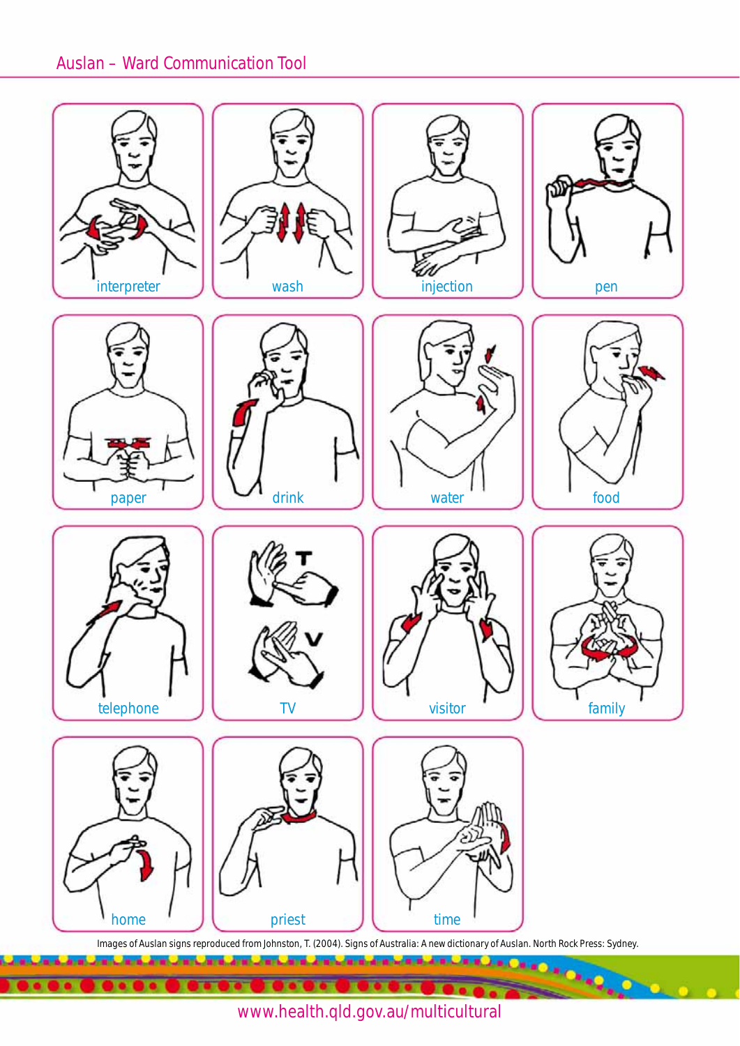Auslan – Ward Communication Tool

interpreter

wash

injection

pen

paper

drink

water

food

telephone

TV

visitor

family

home

priest

time

Images of Auslan signs reproduced from Johnston, T. (2004). Signs of Australia: A new dictionary of Auslan. North Rock Press: Sydney.

www.health.qld.gov.au/multicultural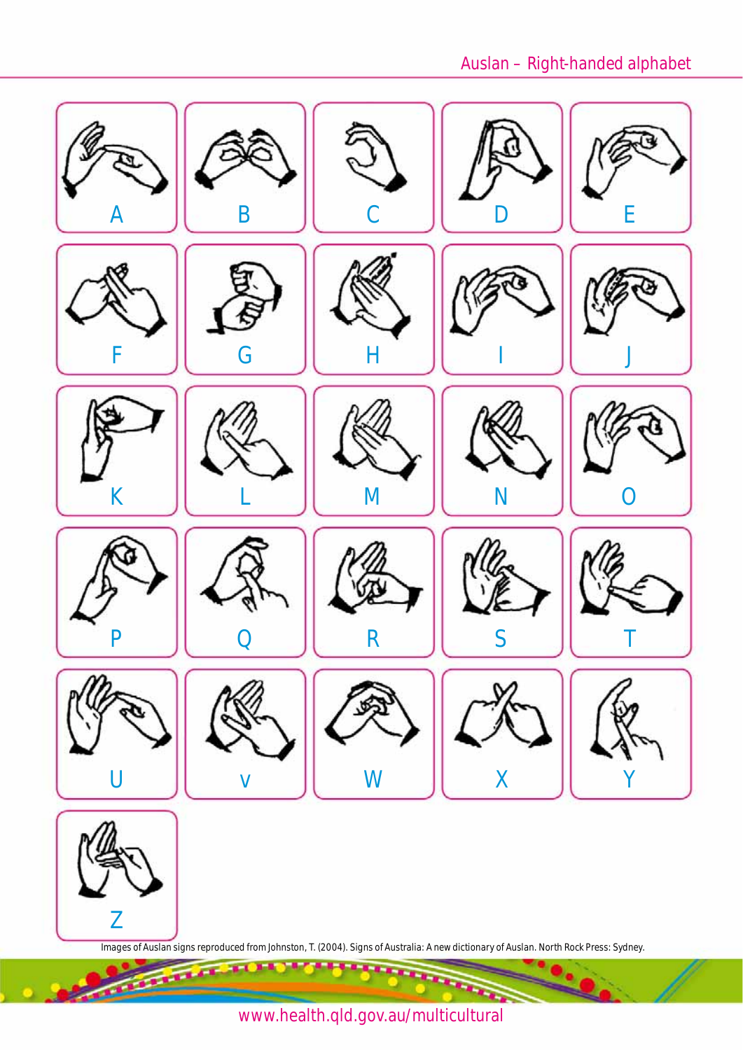# Auslan – Right-handed alphabet

A

B

C

D

E

F

G

H

I

J

K

L

M

N

O

P

Q

R

S

T

U

v

W

X

Y

Z

Images of Auslan signs reproduced from Johnston, T. (2004). Signs of Australia: A new dictionary of Auslan. North Rock Press: Sydney.

www.health.qld.gov.au/multicultural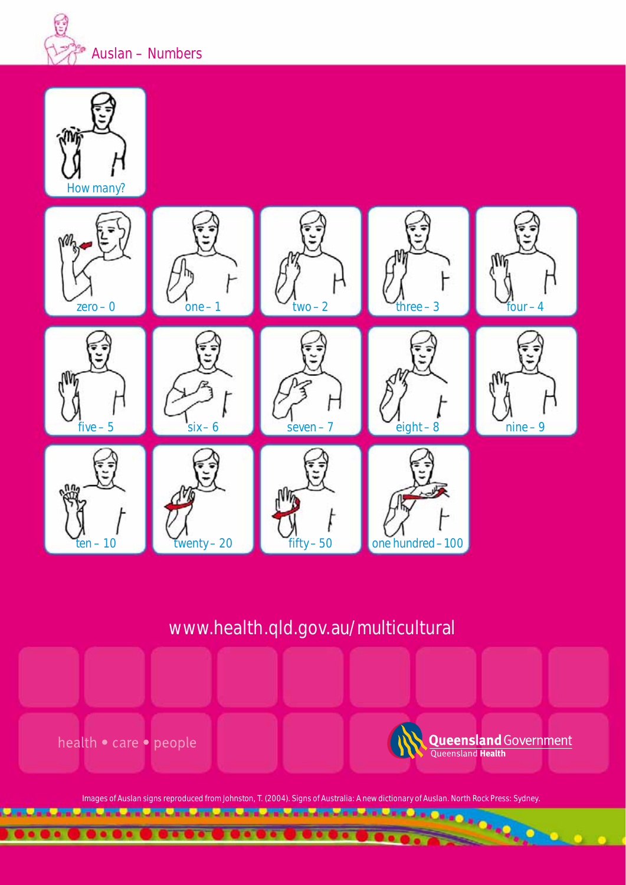# Auslan – Numbers

How many?

zero – 0

one – 1

two – 2

three – 3

four – 4

five – 5

six – 6

seven – 7

eight – 8

nine – 9

ten – 10

twenty – 20

fifty – 50

one hundred – 100

www.health.qld.gov.au/multicultural

health • care • people

Queensland Government
Queensland Health

Images of Auslan signs reproduced from Johnston, T. (2004). Signs of Australia: A new dictionary of Auslan. North Rock Press: Sydney.